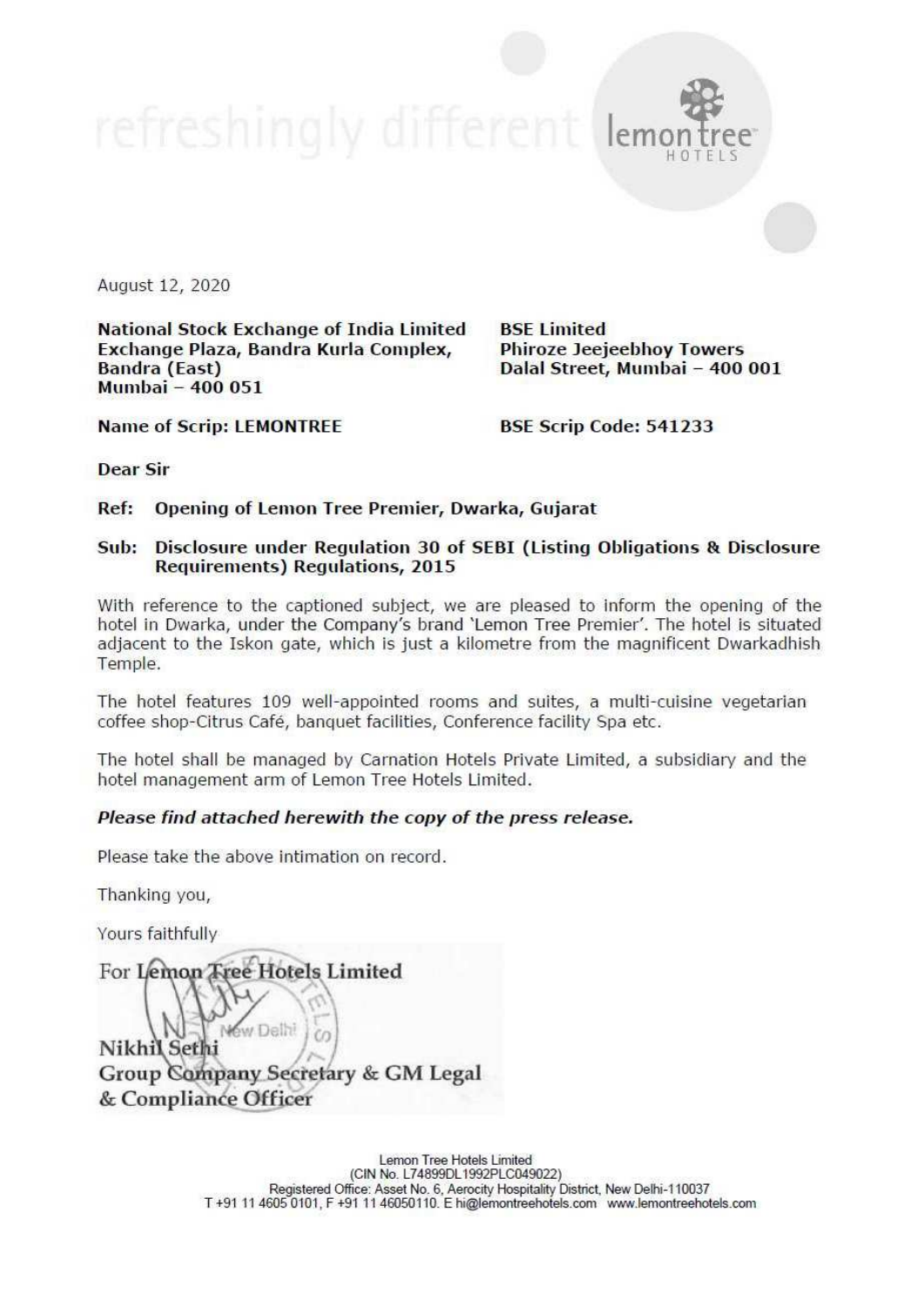August 12, 2020

**National Stock Exchange of India Limited**
**Exchange Plaza, Bandra Kurla Complex,**
**Bandra (East)**
**Mumbai – 400 051**

**BSE Limited**
**Phiroze Jeejeebhoy Towers**
**Dalal Street, Mumbai – 400 001**

**Name of Scrip: LEMONTREE**

**BSE Scrip Code: 541233**

**Dear Sir**

**Ref: Opening of Lemon Tree Premier, Dwarka, Gujarat**

**Sub: Disclosure under Regulation 30 of SEBI (Listing Obligations & Disclosure Requirements) Regulations, 2015**

With reference to the captioned subject, we are pleased to inform the opening of the hotel in Dwarka, under the Company's brand 'Lemon Tree Premier'. The hotel is situated adjacent to the Iskon gate, which is just a kilometre from the magnificent Dwarkadhish Temple.

The hotel features 109 well-appointed rooms and suites, a multi-cuisine vegetarian coffee shop-Citrus Café, banquet facilities, Conference facility Spa etc.

The hotel shall be managed by Carnation Hotels Private Limited, a subsidiary and the hotel management arm of Lemon Tree Hotels Limited.

***Please find attached herewith the copy of the press release.***

Please take the above intimation on record.

Thanking you,

Yours faithfully

For Lemon Tree Hotels Limited

Nikhil Sethi
Group Company Secretary & GM Legal
& Compliance Officer

Lemon Tree Hotels Limited
(CIN No. L74899DL1992PLC049022)
Registered Office: Asset No. 6, Aerocity Hospitality District, New Delhi-110037
T +91 11 4605 0101, F +91 11 46050110. E hi@lemontreehotels.com www.lemontreehotels.com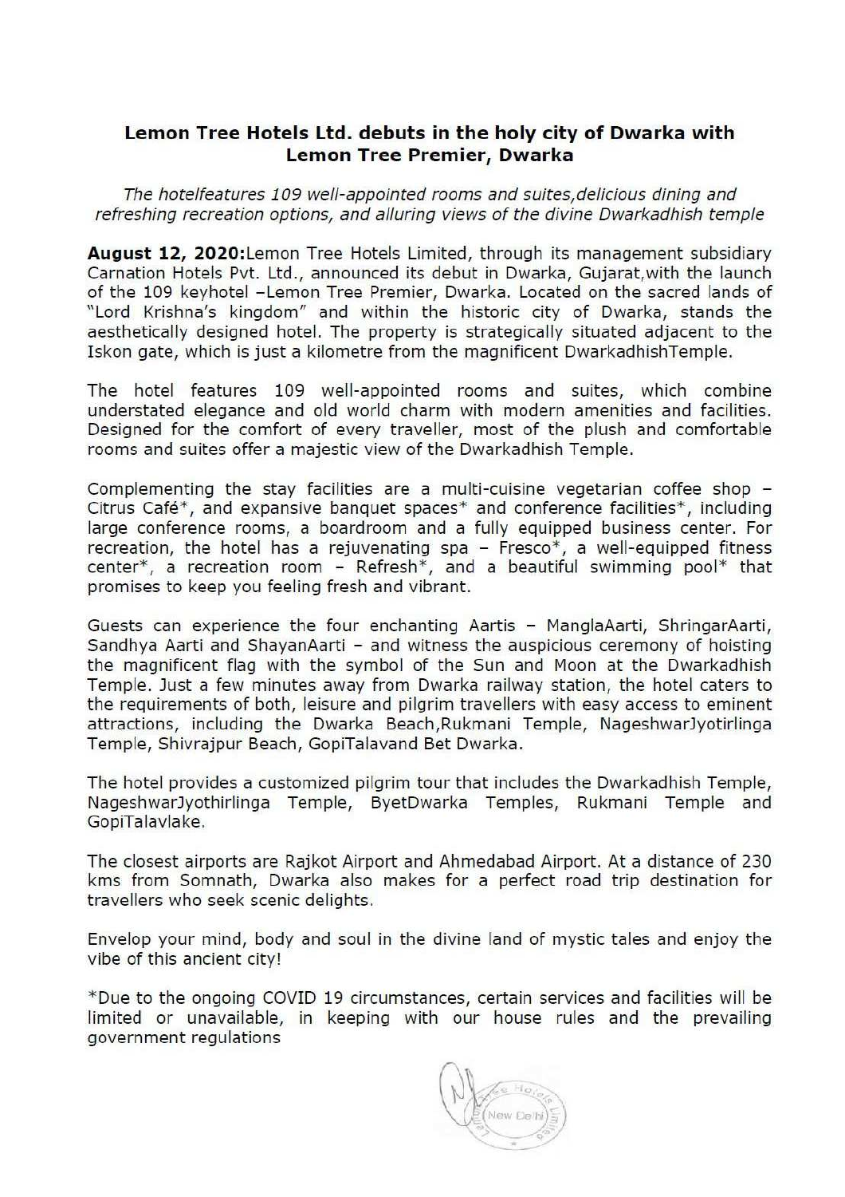**Lemon Tree Hotels Ltd. debuts in the holy city of Dwarka with Lemon Tree Premier, Dwarka**

*The hotelfeatures 109 well-appointed rooms and suites,delicious dining and refreshing recreation options, and alluring views of the divine Dwarkadhish temple*

**August 12, 2020:**Lemon Tree Hotels Limited, through its management subsidiary Carnation Hotels Pvt. Ltd., announced its debut in Dwarka, Gujarat,with the launch of the 109 keyhotel –Lemon Tree Premier, Dwarka. Located on the sacred lands of "Lord Krishna's kingdom" and within the historic city of Dwarka, stands the aesthetically designed hotel. The property is strategically situated adjacent to the Iskon gate, which is just a kilometre from the magnificent DwarkadhishTemple.

The hotel features 109 well-appointed rooms and suites, which combine understated elegance and old world charm with modern amenities and facilities. Designed for the comfort of every traveller, most of the plush and comfortable rooms and suites offer a majestic view of the Dwarkadhish Temple.

Complementing the stay facilities are a multi-cuisine vegetarian coffee shop – Citrus Café*, and expansive banquet spaces* and conference facilities*, including large conference rooms, a boardroom and a fully equipped business center. For recreation, the hotel has a rejuvenating spa – Fresco*, a well-equipped fitness center*, a recreation room – Refresh*, and a beautiful swimming pool* that promises to keep you feeling fresh and vibrant.

Guests can experience the four enchanting Aartis – ManglaAarti, ShringarAarti, Sandhya Aarti and ShayanAarti – and witness the auspicious ceremony of hoisting the magnificent flag with the symbol of the Sun and Moon at the Dwarkadhish Temple. Just a few minutes away from Dwarka railway station, the hotel caters to the requirements of both, leisure and pilgrim travellers with easy access to eminent attractions, including the Dwarka Beach,Rukmani Temple, NageshwarJyotirlinga Temple, Shivrajpur Beach, GopiTalavand Bet Dwarka.

The hotel provides a customized pilgrim tour that includes the Dwarkadhish Temple, NageshwarJyothirlinga Temple, ByetDwarka Temples, Rukmani Temple and GopiTalavlake.

The closest airports are Rajkot Airport and Ahmedabad Airport. At a distance of 230 kms from Somnath, Dwarka also makes for a perfect road trip destination for travellers who seek scenic delights.

Envelop your mind, body and soul in the divine land of mystic tales and enjoy the vibe of this ancient city!

*Due to the ongoing COVID 19 circumstances, certain services and facilities will be limited or unavailable, in keeping with our house rules and the prevailing government regulations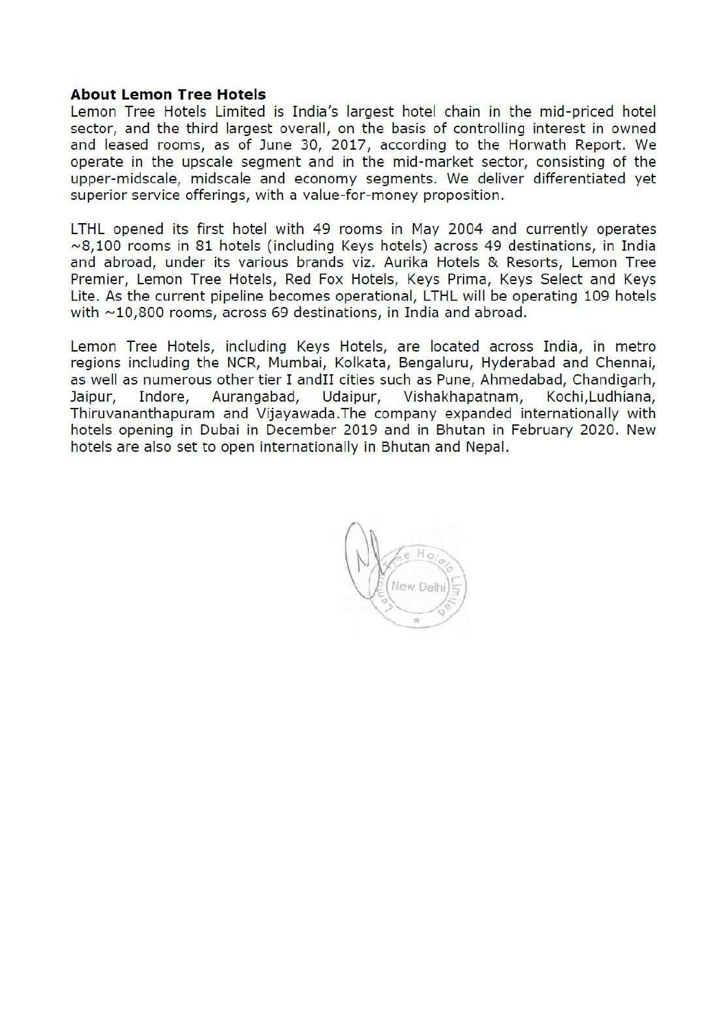**About Lemon Tree Hotels**

Lemon Tree Hotels Limited is India's largest hotel chain in the mid-priced hotel sector, and the third largest overall, on the basis of controlling interest in owned and leased rooms, as of June 30, 2017, according to the Horwath Report. We operate in the upscale segment and in the mid-market sector, consisting of the upper-midscale, midscale and economy segments. We deliver differentiated yet superior service offerings, with a value-for-money proposition.

LTHL opened its first hotel with 49 rooms in May 2004 and currently operates ~8,100 rooms in 81 hotels (including Keys hotels) across 49 destinations, in India and abroad, under its various brands viz. Aurika Hotels & Resorts, Lemon Tree Premier, Lemon Tree Hotels, Red Fox Hotels, Keys Prima, Keys Select and Keys Lite. As the current pipeline becomes operational, LTHL will be operating 109 hotels with ~10,800 rooms, across 69 destinations, in India and abroad.

Lemon Tree Hotels, including Keys Hotels, are located across India, in metro regions including the NCR, Mumbai, Kolkata, Bengaluru, Hyderabad and Chennai, as well as numerous other tier I andII cities such as Pune, Ahmedabad, Chandigarh, Jaipur, Indore, Aurangabad, Udaipur, Vishakhapatnam, Kochi,Ludhiana, Thiruvananthapuram and Vijayawada.The company expanded internationally with hotels opening in Dubai in December 2019 and in Bhutan in February 2020. New hotels are also set to open internationally in Bhutan and Nepal.